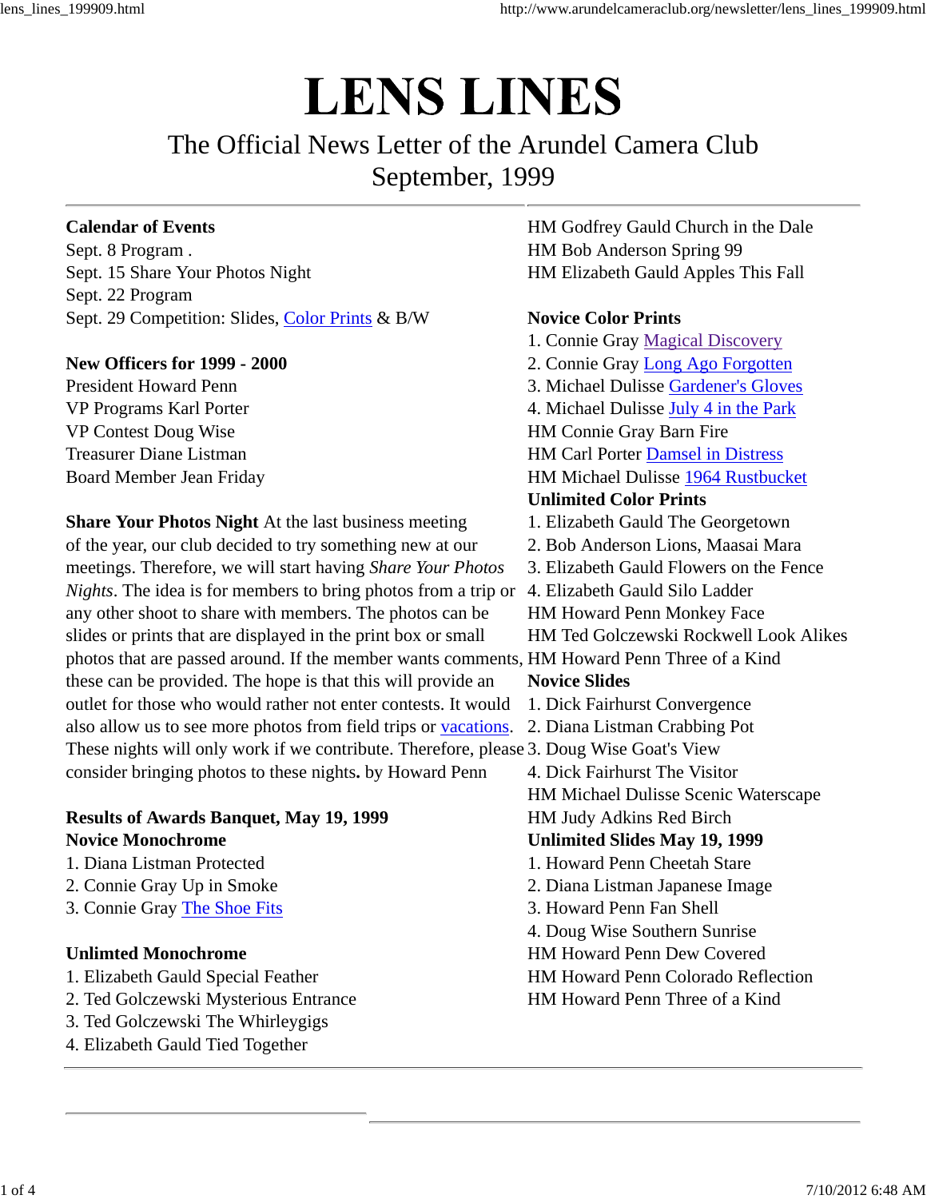# LENS LINES

## The Official News Letter of the Arundel Camera Club
## September, 1999

**Calendar of Events**
Sept. 8 Program .
Sept. 15 Share Your Photos Night
Sept. 22 Program
Sept. 29 Competition: Slides, Color Prints & B/W

**New Officers for 1999 - 2000**
President Howard Penn
VP Programs Karl Porter
VP Contest Doug Wise
Treasurer Diane Listman
Board Member Jean Friday

**Share Your Photos Night** At the last business meeting of the year, our club decided to try something new at our meetings. Therefore, we will start having *Share Your Photos Nights*. The idea is for members to bring photos from a trip or any other shoot to share with members. The photos can be slides or prints that are displayed in the print box or small photos that are passed around. If the member wants comments, these can be provided. The hope is that this will provide an outlet for those who would rather not enter contests. It would also allow us to see more photos from field trips or vacations. These nights will only work if we contribute. Therefore, please consider bringing photos to these nights**.** by Howard Penn

**Results of Awards Banquet, May 19, 1999**

**Novice Monochrome**
1. Diana Listman Protected
2. Connie Gray Up in Smoke
3. Connie Gray The Shoe Fits

**Unlimted Monochrome**
1. Elizabeth Gauld Special Feather
2. Ted Golczewski Mysterious Entrance
3. Ted Golczewski The Whirleygigs
4. Elizabeth Gauld Tied Together

HM Godfrey Gauld Church in the Dale
HM Bob Anderson Spring 99
HM Elizabeth Gauld Apples This Fall

**Novice Color Prints**
1. Connie Gray Magical Discovery
2. Connie Gray Long Ago Forgotten
3. Michael Dulisse Gardener's Gloves
4. Michael Dulisse July 4 in the Park

HM Connie Gray Barn Fire
HM Carl Porter Damsel in Distress
HM Michael Dulisse 1964 Rustbucket

**Unlimited Color Prints**
1. Elizabeth Gauld The Georgetown
2. Bob Anderson Lions, Maasai Mara
3. Elizabeth Gauld Flowers on the Fence
4. Elizabeth Gauld Silo Ladder

HM Howard Penn Monkey Face
HM Ted Golczewski Rockwell Look Alikes
HM Howard Penn Three of a Kind

**Novice Slides**
1. Dick Fairhurst Convergence
2. Diana Listman Crabbing Pot
3. Doug Wise Goat's View
4. Dick Fairhurst The Visitor

HM Michael Dulisse Scenic Waterscape
HM Judy Adkins Red Birch

**Unlimited Slides May 19, 1999**
1. Howard Penn Cheetah Stare
2. Diana Listman Japanese Image
3. Howard Penn Fan Shell
4. Doug Wise Southern Sunrise

HM Howard Penn Dew Covered
HM Howard Penn Colorado Reflection
HM Howard Penn Three of a Kind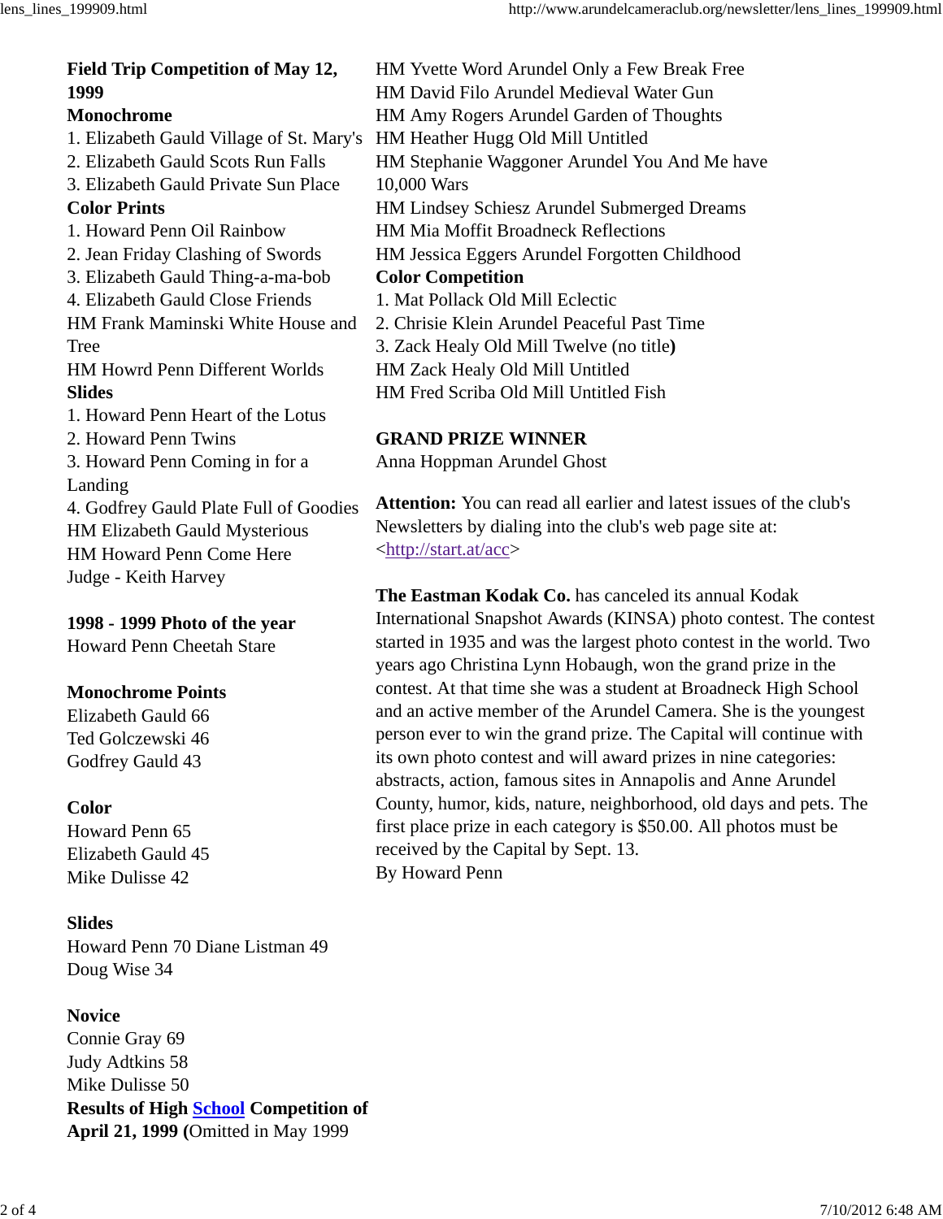**Field Trip Competition of May 12, 1999**

**Monochrome**

1. Elizabeth Gauld Village of St. Mary's
2. Elizabeth Gauld Scots Run Falls
3. Elizabeth Gauld Private Sun Place

**Color Prints**

1. Howard Penn Oil Rainbow
2. Jean Friday Clashing of Swords
3. Elizabeth Gauld Thing-a-ma-bob
4. Elizabeth Gauld Close Friends

HM Frank Maminski White House and Tree

HM Howrd Penn Different Worlds

**Slides**

1. Howard Penn Heart of the Lotus
2. Howard Penn Twins
3. Howard Penn Coming in for a Landing
4. Godfrey Gauld Plate Full of Goodies

HM Elizabeth Gauld Mysterious

HM Howard Penn Come Here

Judge - Keith Harvey

**1998 - 1999 Photo of the year**

Howard Penn Cheetah Stare

**Monochrome Points**

Elizabeth Gauld 66

Ted Golczewski 46

Godfrey Gauld 43

**Color**

Howard Penn 65

Elizabeth Gauld 45

Mike Dulisse 42

**Slides**

Howard Penn 70 Diane Listman 49

Doug Wise 34

**Novice**

Connie Gray 69

Judy Adtkins 58

Mike Dulisse 50

**Results of High School Competition of April 21, 1999 (**Omitted in May 1999

HM Yvette Word Arundel Only a Few Break Free

HM David Filo Arundel Medieval Water Gun

HM Amy Rogers Arundel Garden of Thoughts

HM Heather Hugg Old Mill Untitled

HM Stephanie Waggoner Arundel You And Me have 10,000 Wars

HM Lindsey Schiesz Arundel Submerged Dreams

HM Mia Moffit Broadneck Reflections

HM Jessica Eggers Arundel Forgotten Childhood

**Color Competition**

1. Mat Pollack Old Mill Eclectic
2. Chrisie Klein Arundel Peaceful Past Time
3. Zack Healy Old Mill Twelve (no title**)**

HM Zack Healy Old Mill Untitled

HM Fred Scriba Old Mill Untitled Fish

**GRAND PRIZE WINNER**

Anna Hoppman Arundel Ghost

**Attention:** You can read all earlier and latest issues of the club's Newsletters by dialing into the club's web page site at: <http://start.at/acc>

**The Eastman Kodak Co.** has canceled its annual Kodak International Snapshot Awards (KINSA) photo contest. The contest started in 1935 and was the largest photo contest in the world. Two years ago Christina Lynn Hobaugh, won the grand prize in the contest. At that time she was a student at Broadneck High School and an active member of the Arundel Camera. She is the youngest person ever to win the grand prize. The Capital will continue with its own photo contest and will award prizes in nine categories: abstracts, action, famous sites in Annapolis and Anne Arundel County, humor, kids, nature, neighborhood, old days and pets. The first place prize in each category is $50.00. All photos must be received by the Capital by Sept. 13.

By Howard Penn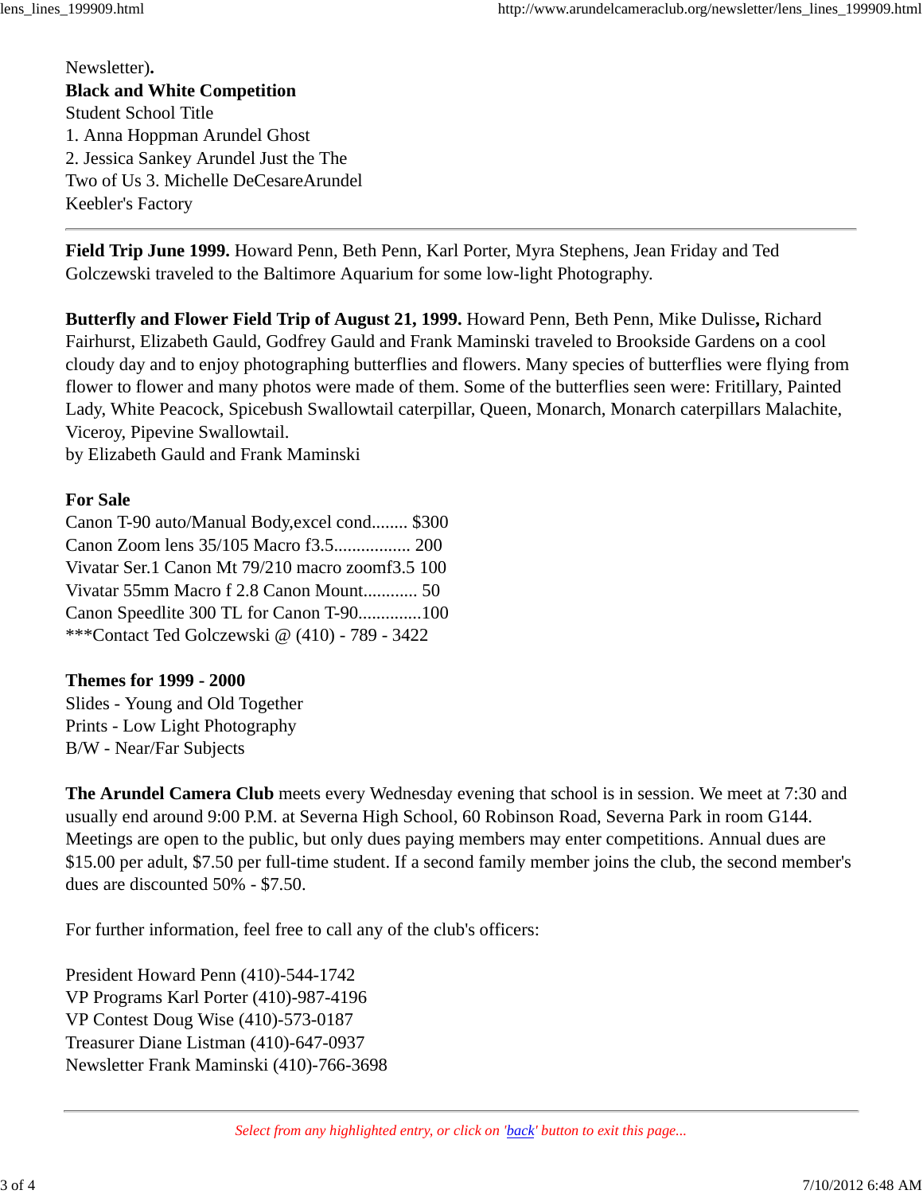Newsletter).

**Black and White Competition**

Student School Title
1. Anna Hoppman Arundel Ghost
2. Jessica Sankey Arundel Just the The Two of Us 3. Michelle DeCesareArundel Keebler's Factory

---

**Field Trip June 1999.** Howard Penn, Beth Penn, Karl Porter, Myra Stephens, Jean Friday and Ted Golczewski traveled to the Baltimore Aquarium for some low-light Photography.

**Butterfly and Flower Field Trip of August 21, 1999.** Howard Penn, Beth Penn, Mike Dulisse**,** Richard Fairhurst, Elizabeth Gauld, Godfrey Gauld and Frank Maminski traveled to Brookside Gardens on a cool cloudy day and to enjoy photographing butterflies and flowers. Many species of butterflies were flying from flower to flower and many photos were made of them. Some of the butterflies seen were: Fritillary, Painted Lady, White Peacock, Spicebush Swallowtail caterpillar, Queen, Monarch, Monarch caterpillars Malachite, Viceroy, Pipevine Swallowtail.
by Elizabeth Gauld and Frank Maminski

**For Sale**

Canon T-90 auto/Manual Body,excel cond........ $300
Canon Zoom lens 35/105 Macro f3.5................. 200
Vivatar Ser.1 Canon Mt 79/210 macro zoomf3.5 100
Vivatar 55mm Macro f 2.8 Canon Mount............ 50
Canon Speedlite 300 TL for Canon T-90.............100
***Contact Ted Golczewski @ (410) - 789 - 3422

**Themes for 1999 - 2000**

Slides - Young and Old Together
Prints - Low Light Photography
B/W - Near/Far Subjects

**The Arundel Camera Club** meets every Wednesday evening that school is in session. We meet at 7:30 and usually end around 9:00 P.M. at Severna High School, 60 Robinson Road, Severna Park in room G144. Meetings are open to the public, but only dues paying members may enter competitions. Annual dues are $15.00 per adult, $7.50 per full-time student. If a second family member joins the club, the second member's dues are discounted 50% - $7.50.

For further information, feel free to call any of the club's officers:

President Howard Penn (410)-544-1742
VP Programs Karl Porter (410)-987-4196
VP Contest Doug Wise (410)-573-0187
Treasurer Diane Listman (410)-647-0937
Newsletter Frank Maminski (410)-766-3698

---

*Select from any highlighted entry, or click on 'back' button to exit this page...*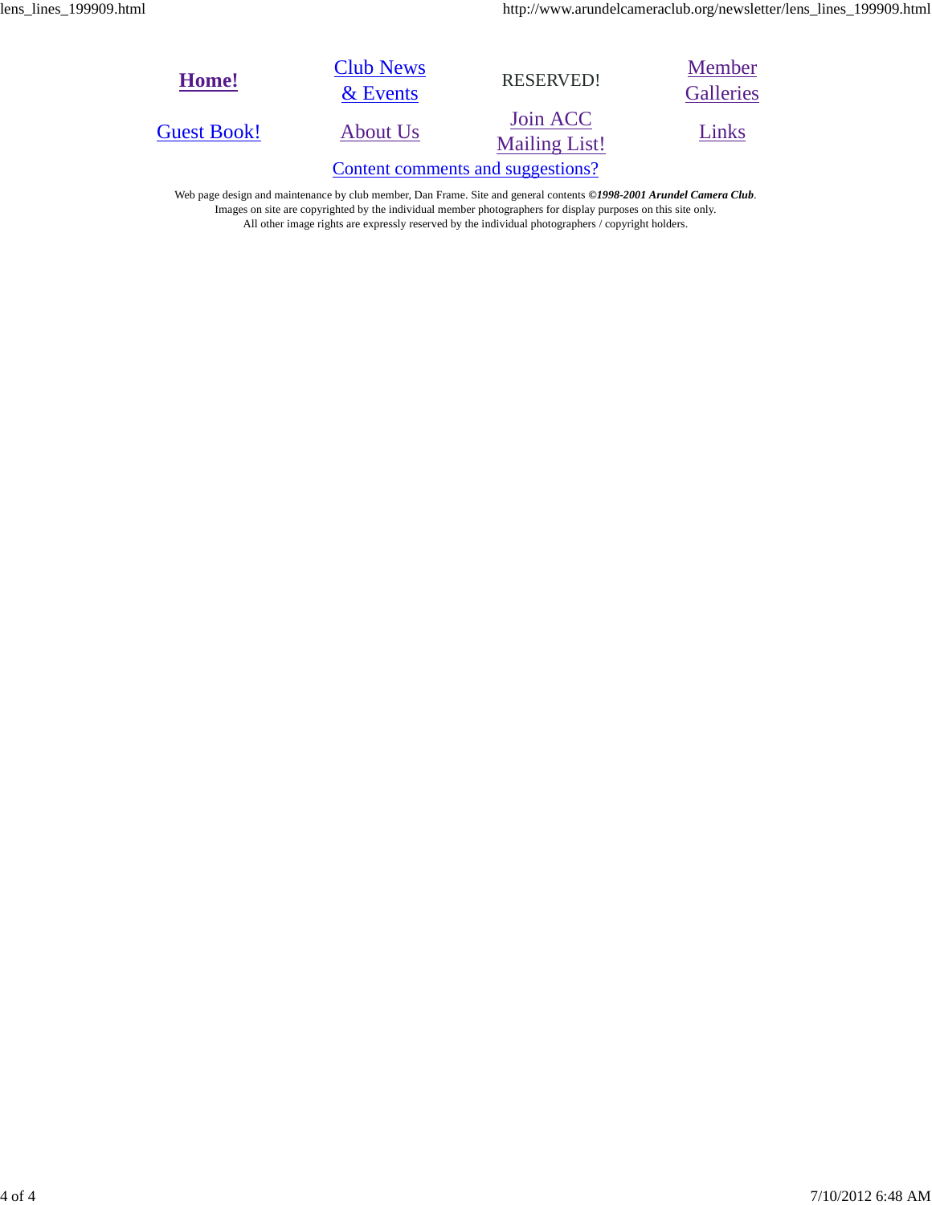| | | | |
|---|---|---|---|
| **Home!** | Club News & Events | RESERVED! | Member Galleries |
| Guest Book! | About Us | Join ACC Mailing List! | Links |

Content comments and suggestions?

Web page design and maintenance by club member, Dan Frame. Site and general contents ***©1998-2001 Arundel Camera Club***.
Images on site are copyrighted by the individual member photographers for display purposes on this site only.
All other image rights are expressly reserved by the individual photographers / copyright holders.